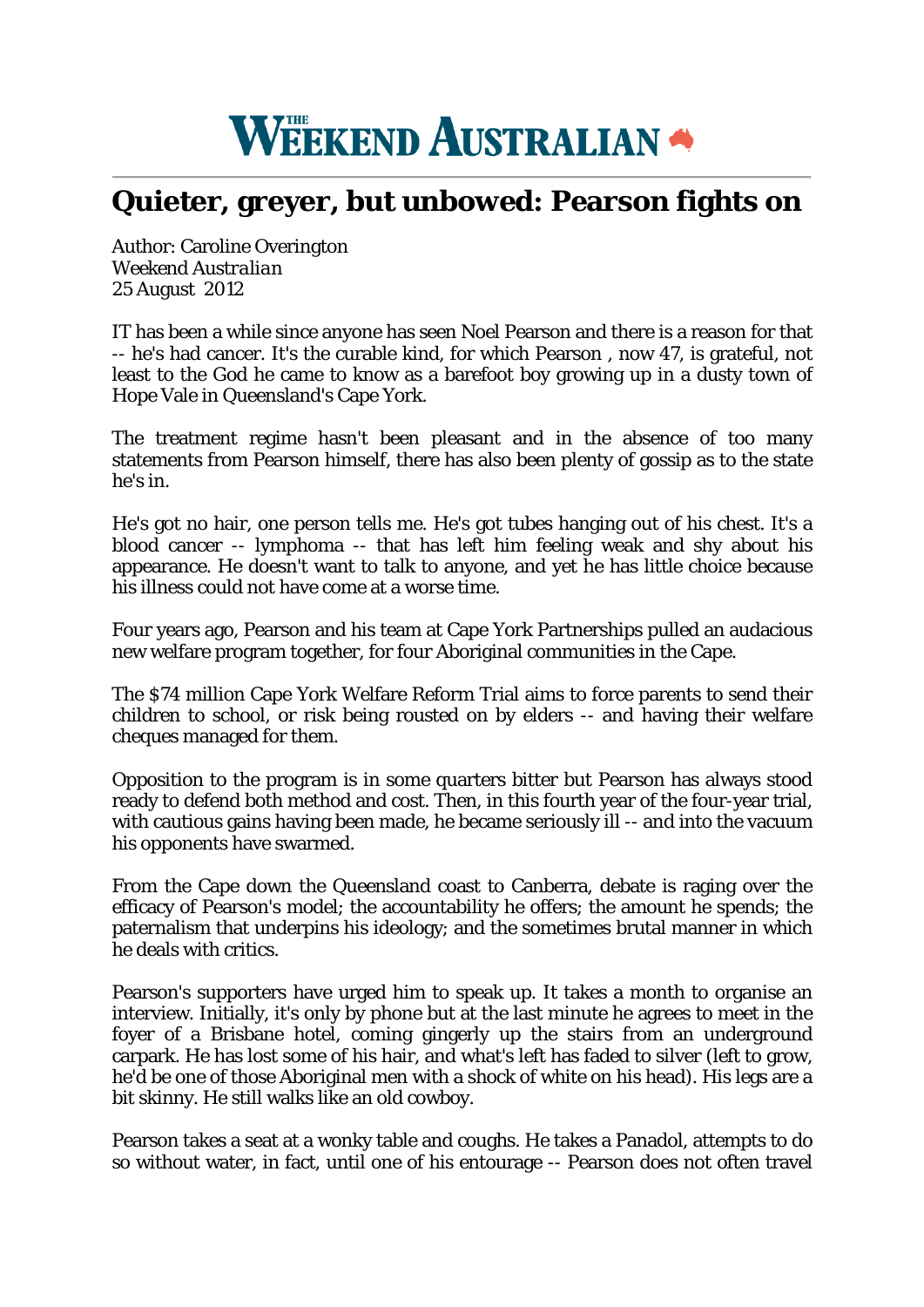# THE WEEKEND AUSTRALIAN

## Quieter, greyer, but unbowed: Pearson fights on

Author: Caroline Overington
*Weekend Australian*
25 August 2012

IT has been a while since anyone has seen Noel Pearson and there is a reason for that -- he's had cancer. It's the curable kind, for which Pearson , now 47, is grateful, not least to the God he came to know as a barefoot boy growing up in a dusty town of Hope Vale in Queensland's Cape York.

The treatment regime hasn't been pleasant and in the absence of too many statements from Pearson himself, there has also been plenty of gossip as to the state he's in.

He's got no hair, one person tells me. He's got tubes hanging out of his chest. It's a blood cancer -- lymphoma -- that has left him feeling weak and shy about his appearance. He doesn't want to talk to anyone, and yet he has little choice because his illness could not have come at a worse time.

Four years ago, Pearson and his team at Cape York Partnerships pulled an audacious new welfare program together, for four Aboriginal communities in the Cape.

The $74 million Cape York Welfare Reform Trial aims to force parents to send their children to school, or risk being rousted on by elders -- and having their welfare cheques managed for them.

Opposition to the program is in some quarters bitter but Pearson has always stood ready to defend both method and cost. Then, in this fourth year of the four-year trial, with cautious gains having been made, he became seriously ill -- and into the vacuum his opponents have swarmed.

From the Cape down the Queensland coast to Canberra, debate is raging over the efficacy of Pearson's model; the accountability he offers; the amount he spends; the paternalism that underpins his ideology; and the sometimes brutal manner in which he deals with critics.

Pearson's supporters have urged him to speak up. It takes a month to organise an interview. Initially, it's only by phone but at the last minute he agrees to meet in the foyer of a Brisbane hotel, coming gingerly up the stairs from an underground carpark. He has lost some of his hair, and what's left has faded to silver (left to grow, he'd be one of those Aboriginal men with a shock of white on his head). His legs are a bit skinny. He still walks like an old cowboy.

Pearson takes a seat at a wonky table and coughs. He takes a Panadol, attempts to do so without water, in fact, until one of his entourage -- Pearson does not often travel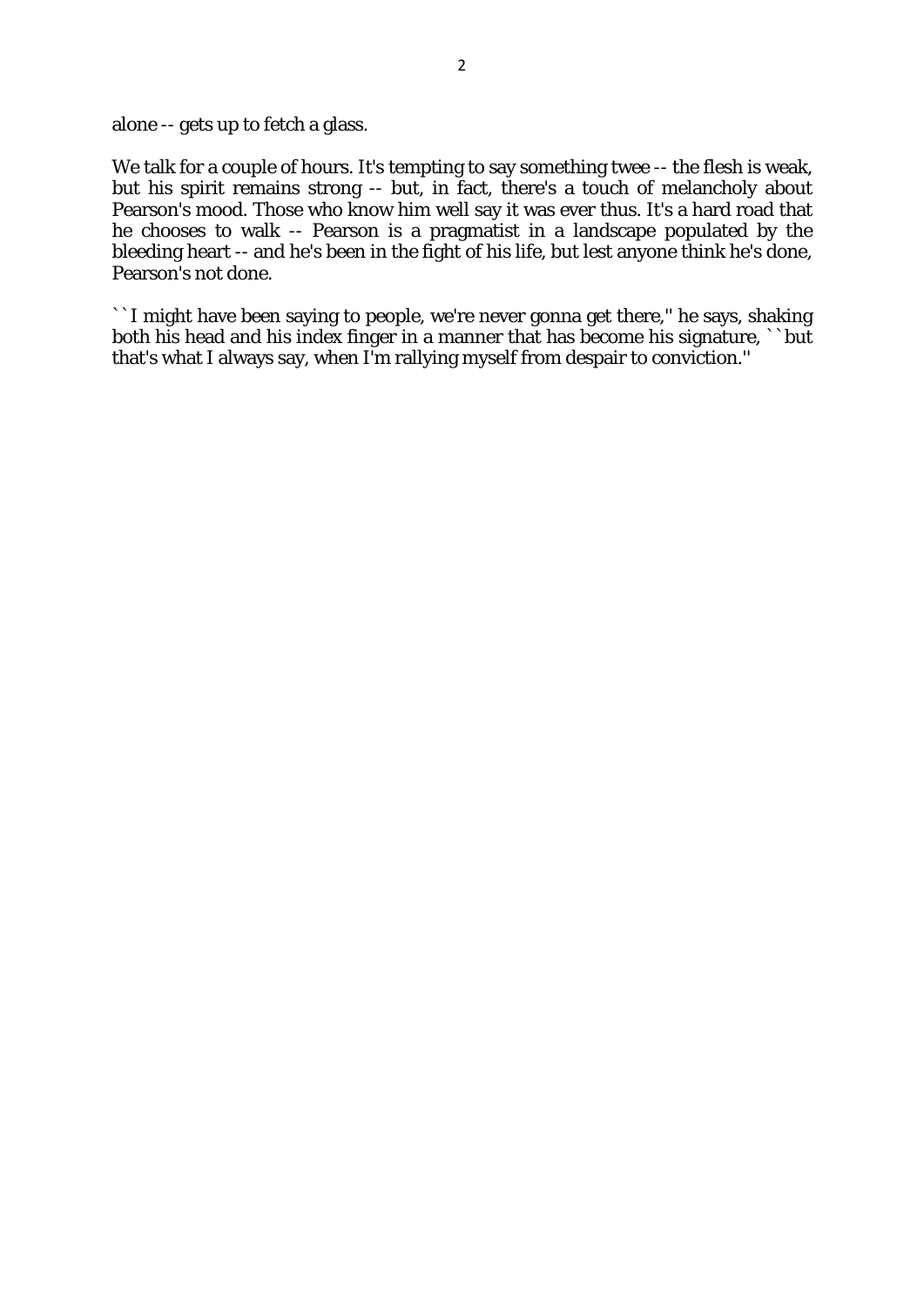alone -- gets up to fetch a glass.

We talk for a couple of hours. It's tempting to say something twee -- the flesh is weak, but his spirit remains strong -- but, in fact, there's a touch of melancholy about Pearson's mood. Those who know him well say it was ever thus. It's a hard road that he chooses to walk -- Pearson is a pragmatist in a landscape populated by the bleeding heart -- and he's been in the fight of his life, but lest anyone think he's done, Pearson's not done.

``I might have been saying to people, we're never gonna get there,'' he says, shaking both his head and his index finger in a manner that has become his signature, ``but that's what I always say, when I'm rallying myself from despair to conviction.''